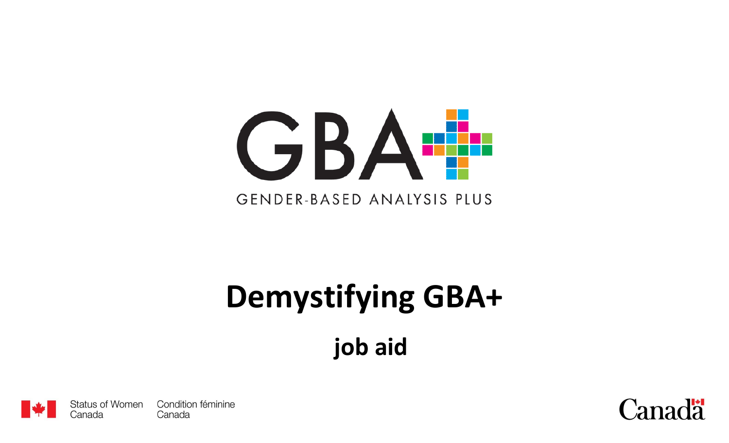# GBA+

GENDER-BASED ANALYSIS PLUS

# Demystifying GBA+

## job aid

Status of Women Canada Condition féminine Canada

Canada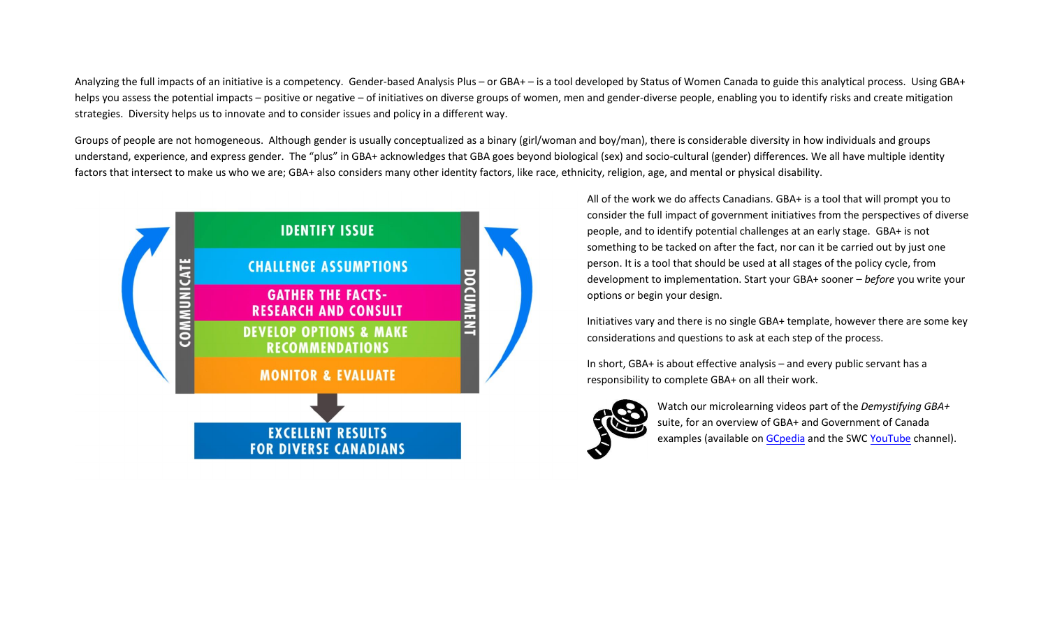Analyzing the full impacts of an initiative is a competency. Gender-based Analysis Plus – or GBA+ – is a tool developed by Status of Women Canada to guide this analytical process. Using GBA+ helps you assess the potential impacts – positive or negative – of initiatives on diverse groups of women, men and gender-diverse people, enabling you to identify risks and create mitigation strategies. Diversity helps us to innovate and to consider issues and policy in a different way.

Groups of people are not homogeneous. Although gender is usually conceptualized as a binary (girl/woman and boy/man), there is considerable diversity in how individuals and groups understand, experience, and express gender. The "plus" in GBA+ acknowledges that GBA goes beyond biological (sex) and socio-cultural (gender) differences. We all have multiple identity factors that intersect to make us who we are; GBA+ also considers many other identity factors, like race, ethnicity, religion, age, and mental or physical disability.

IDENTIFY ISSUE

CHALLENGE ASSUMPTIONS

GATHER THE FACTS- RESEARCH AND CONSULT

DEVELOP OPTIONS & MAKE RECOMMENDATIONS

MONITOR & EVALUATE

COMMUNICATE

DOCUMENT

EXCELLENT RESULTS FOR DIVERSE CANADIANS

All of the work we do affects Canadians. GBA+ is a tool that will prompt you to consider the full impact of government initiatives from the perspectives of diverse people, and to identify potential challenges at an early stage. GBA+ is not something to be tacked on after the fact, nor can it be carried out by just one person. It is a tool that should be used at all stages of the policy cycle, from development to implementation. Start your GBA+ sooner – *before* you write your options or begin your design.

Initiatives vary and there is no single GBA+ template, however there are some key considerations and questions to ask at each step of the process.

In short, GBA+ is about effective analysis – and every public servant has a responsibility to complete GBA+ on all their work.

Watch our microlearning videos part of the *Demystifying GBA+* suite, for an overview of GBA+ and Government of Canada examples (available on GCpedia and the SWC YouTube channel).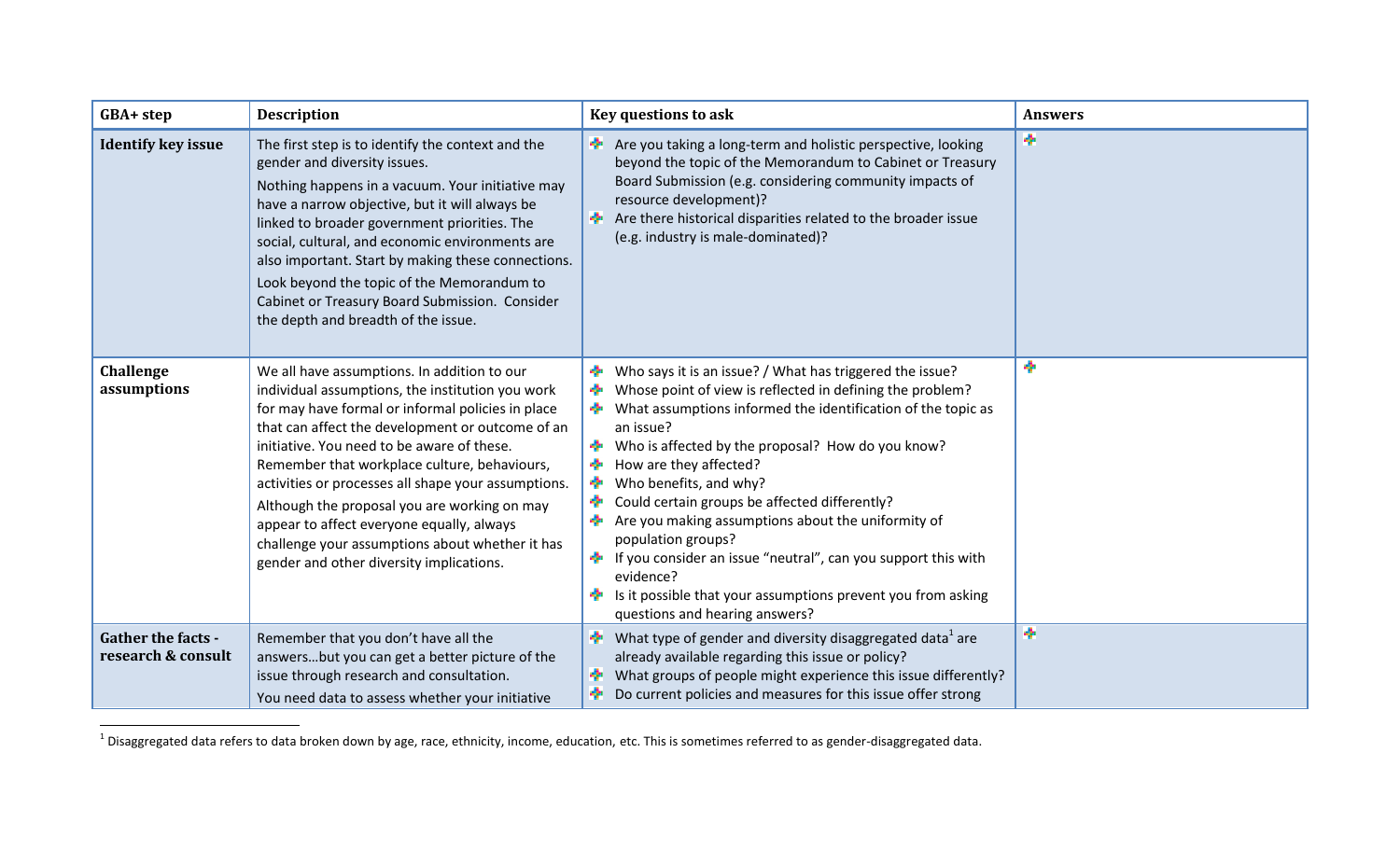| GBA+ step | Description | Key questions to ask | Answers |
| --- | --- | --- | --- |
| **Identify key issue** | The first step is to identify the context and the gender and diversity issues.<br><br>Nothing happens in a vacuum. Your initiative may have a narrow objective, but it will always be linked to broader government priorities. The social, cultural, and economic environments are also important. Start by making these connections.<br><br>Look beyond the topic of the Memorandum to Cabinet or Treasury Board Submission. Consider the depth and breadth of the issue. | - Are you taking a long-term and holistic perspective, looking beyond the topic of the Memorandum to Cabinet or Treasury Board Submission (e.g. considering community impacts of resource development)?<br>- Are there historical disparities related to the broader issue (e.g. industry is male-dominated)? | - |
| **Challenge assumptions** | We all have assumptions. In addition to our individual assumptions, the institution you work for may have formal or informal policies in place that can affect the development or outcome of an initiative. You need to be aware of these. Remember that workplace culture, behaviours, activities or processes all shape your assumptions.<br><br>Although the proposal you are working on may appear to affect everyone equally, always challenge your assumptions about whether it has gender and other diversity implications. | - Who says it is an issue? / What has triggered the issue?<br>- Whose point of view is reflected in defining the problem?<br>- What assumptions informed the identification of the topic as an issue?<br>- Who is affected by the proposal? How do you know?<br>- How are they affected?<br>- Who benefits, and why?<br>- Could certain groups be affected differently?<br>- Are you making assumptions about the uniformity of population groups?<br>- If you consider an issue "neutral", can you support this with evidence?<br>- Is it possible that your assumptions prevent you from asking questions and hearing answers? | - |
| **Gather the facts - research & consult** | Remember that you don't have all the answers…but you can get a better picture of the issue through research and consultation.<br><br>You need data to assess whether your initiative | - What type of gender and diversity disaggregated data[1] are already available regarding this issue or policy?<br>- What groups of people might experience this issue differently?<br>- Do current policies and measures for this issue offer strong | - |

[1] Disaggregated data refers to data broken down by age, race, ethnicity, income, education, etc. This is sometimes referred to as gender-disaggregated data.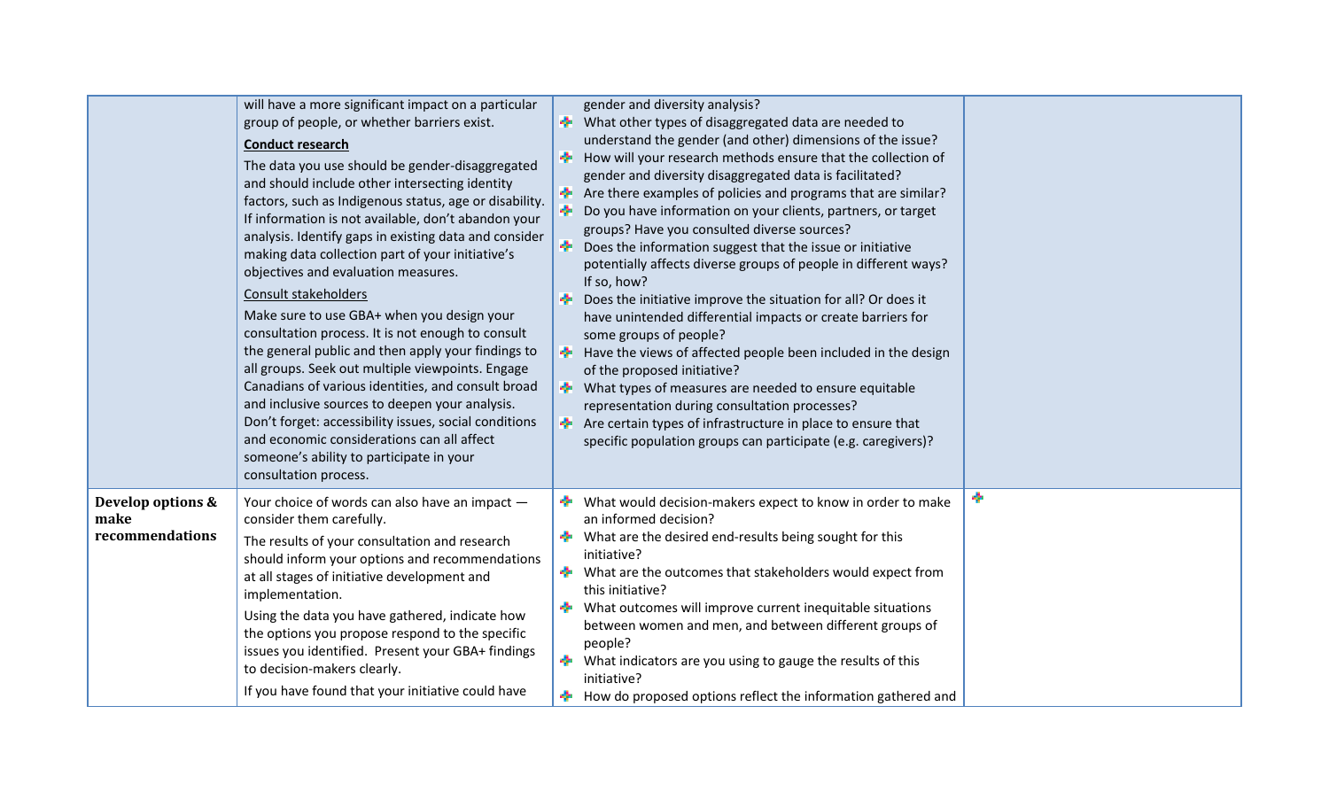| | | | |
|---|---|---|---|
| | will have a more significant impact on a particular group of people, or whether barriers exist.<br><br>**Conduct research**<br><br>The data you use should be gender-disaggregated and should include other intersecting identity factors, such as Indigenous status, age or disability. If information is not available, don't abandon your analysis. Identify gaps in existing data and consider making data collection part of your initiative's objectives and evaluation measures.<br><br>Consult stakeholders<br><br>Make sure to use GBA+ when you design your consultation process. It is not enough to consult the general public and then apply your findings to all groups. Seek out multiple viewpoints. Engage Canadians of various identities, and consult broad and inclusive sources to deepen your analysis. Don't forget: accessibility issues, social conditions and economic considerations can all affect someone's ability to participate in your consultation process. | gender and diversity analysis?<br>✚ What other types of disaggregated data are needed to understand the gender (and other) dimensions of the issue?<br>✚ How will your research methods ensure that the collection of gender and diversity disaggregated data is facilitated?<br>✚ Are there examples of policies and programs that are similar?<br>✚ Do you have information on your clients, partners, or target groups? Have you consulted diverse sources?<br>✚ Does the information suggest that the issue or initiative potentially affects diverse groups of people in different ways? If so, how?<br>✚ Does the initiative improve the situation for all? Or does it have unintended differential impacts or create barriers for some groups of people?<br>✚ Have the views of affected people been included in the design of the proposed initiative?<br>✚ What types of measures are needed to ensure equitable representation during consultation processes?<br>✚ Are certain types of infrastructure in place to ensure that specific population groups can participate (e.g. caregivers)? | |
| **Develop options & make recommendations** | Your choice of words can also have an impact — consider them carefully.<br><br>The results of your consultation and research should inform your options and recommendations at all stages of initiative development and implementation.<br><br>Using the data you have gathered, indicate how the options you propose respond to the specific issues you identified. Present your GBA+ findings to decision-makers clearly.<br><br>If you have found that your initiative could have | ✚ What would decision-makers expect to know in order to make an informed decision?<br>✚ What are the desired end-results being sought for this initiative?<br>✚ What are the outcomes that stakeholders would expect from this initiative?<br>✚ What outcomes will improve current inequitable situations between women and men, and between different groups of people?<br>✚ What indicators are you using to gauge the results of this initiative?<br>✚ How do proposed options reflect the information gathered and | ✚ |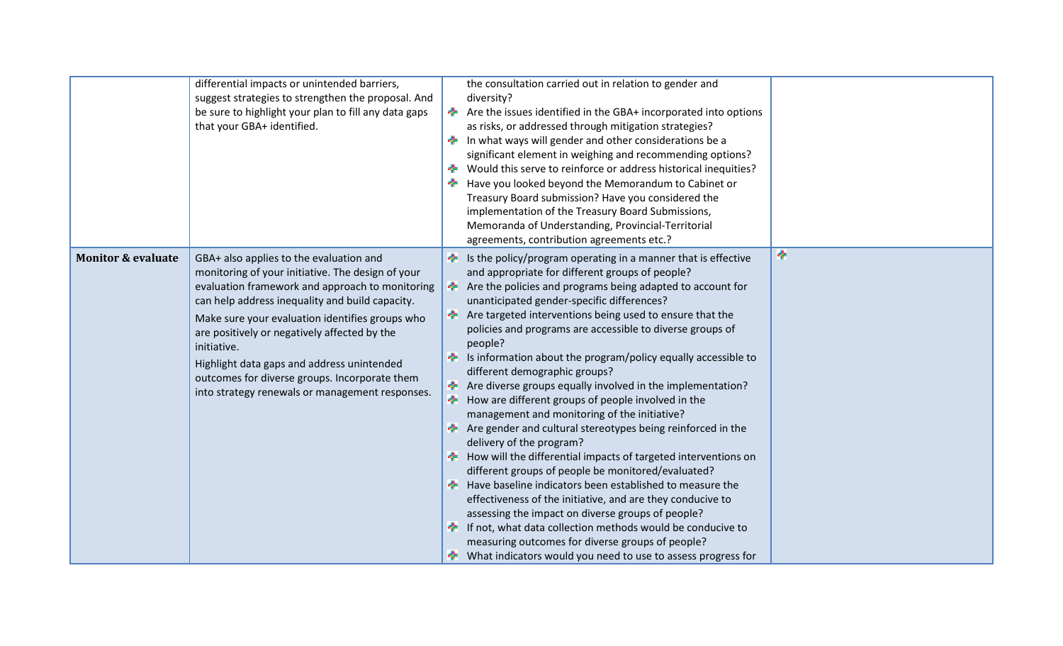| | | | |
|---|---|---|---|
| | differential impacts or unintended barriers, suggest strategies to strengthen the proposal. And be sure to highlight your plan to fill any data gaps that your GBA+ identified. | the consultation carried out in relation to gender and diversity?<br>- Are the issues identified in the GBA+ incorporated into options as risks, or addressed through mitigation strategies?<br>- In what ways will gender and other considerations be a significant element in weighing and recommending options?<br>- Would this serve to reinforce or address historical inequities?<br>- Have you looked beyond the Memorandum to Cabinet or Treasury Board submission? Have you considered the implementation of the Treasury Board Submissions, Memoranda of Understanding, Provincial-Territorial agreements, contribution agreements etc.? | |
| **Monitor & evaluate** | GBA+ also applies to the evaluation and monitoring of your initiative. The design of your evaluation framework and approach to monitoring can help address inequality and build capacity.<br>Make sure your evaluation identifies groups who are positively or negatively affected by the initiative.<br>Highlight data gaps and address unintended outcomes for diverse groups. Incorporate them into strategy renewals or management responses. | - Is the policy/program operating in a manner that is effective and appropriate for different groups of people?<br>- Are the policies and programs being adapted to account for unanticipated gender-specific differences?<br>- Are targeted interventions being used to ensure that the policies and programs are accessible to diverse groups of people?<br>- Is information about the program/policy equally accessible to different demographic groups?<br>- Are diverse groups equally involved in the implementation?<br>- How are different groups of people involved in the management and monitoring of the initiative?<br>- Are gender and cultural stereotypes being reinforced in the delivery of the program?<br>- How will the differential impacts of targeted interventions on different groups of people be monitored/evaluated?<br>- Have baseline indicators been established to measure the effectiveness of the initiative, and are they conducive to assessing the impact on diverse groups of people?<br>- If not, what data collection methods would be conducive to measuring outcomes for diverse groups of people?<br>- What indicators would you need to use to assess progress for | - |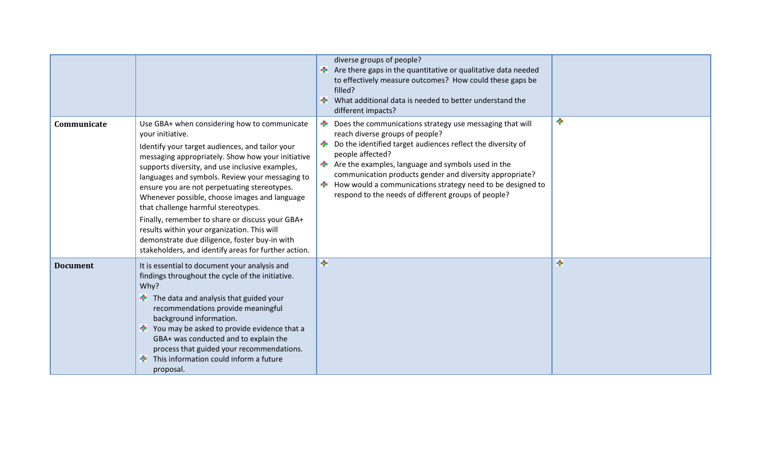| | | | |
|---|---|---|---|
| | | diverse groups of people?<br>• Are there gaps in the quantitative or qualitative data needed to effectively measure outcomes? How could these gaps be filled?<br>• What additional data is needed to better understand the different impacts? | |
| **Communicate** | Use GBA+ when considering how to communicate your initiative.<br>Identify your target audiences, and tailor your messaging appropriately. Show how your initiative supports diversity, and use inclusive examples, languages and symbols. Review your messaging to ensure you are not perpetuating stereotypes. Whenever possible, choose images and language that challenge harmful stereotypes.<br>Finally, remember to share or discuss your GBA+ results within your organization. This will demonstrate due diligence, foster buy-in with stakeholders, and identify areas for further action. | • Does the communications strategy use messaging that will reach diverse groups of people?<br>• Do the identified target audiences reflect the diversity of people affected?<br>• Are the examples, language and symbols used in the communication products gender and diversity appropriate?<br>• How would a communications strategy need to be designed to respond to the needs of different groups of people? | • |
| **Document** | It is essential to document your analysis and findings throughout the cycle of the initiative. Why?<br>• The data and analysis that guided your recommendations provide meaningful background information.<br>• You may be asked to provide evidence that a GBA+ was conducted and to explain the process that guided your recommendations.<br>• This information could inform a future proposal. | • | • |